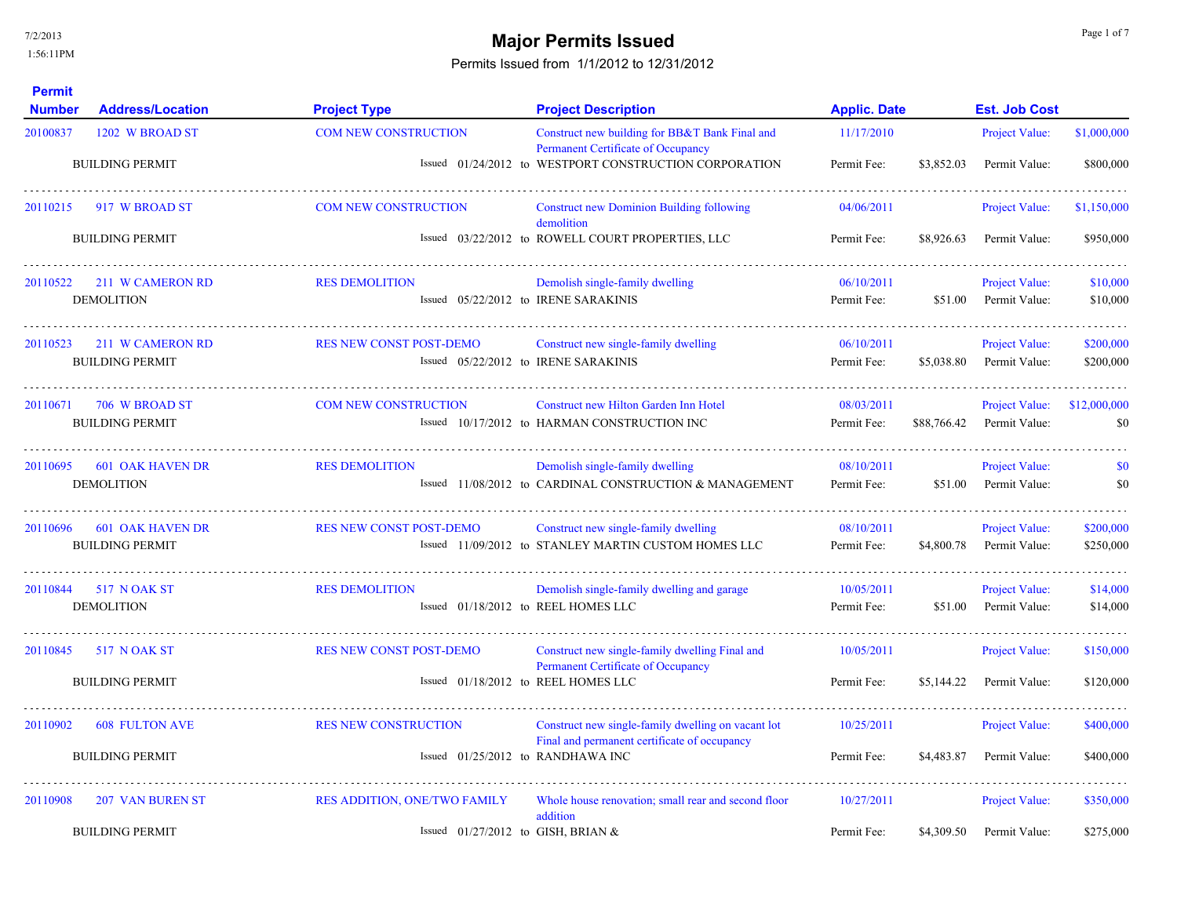7/2/2013
1:56:11PM

# Major Permits Issued

Permits Issued from 1/1/2012 to 12/31/2012

| Permit Number | Address/Location | Project Type | Project Description | Applic. Date | Est. Job Cost | |
|---|---|---|---|---|---|---|
| 20100837 | 1202 W BROAD ST | COM NEW CONSTRUCTION | Construct new building for BB&T Bank Final and Permanent Certificate of Occupancy | 11/17/2010 | Project Value: | $1,000,000 |
| | BUILDING PERMIT | Issued 01/24/2012 to | WESTPORT CONSTRUCTION CORPORATION | Permit Fee: $3,852.03 | Permit Value: | $800,000 |
| 20110215 | 917 W BROAD ST | COM NEW CONSTRUCTION | Construct new Dominion Building following demolition | 04/06/2011 | Project Value: | $1,150,000 |
| | BUILDING PERMIT | Issued 03/22/2012 to | ROWELL COURT PROPERTIES, LLC | Permit Fee: $8,926.63 | Permit Value: | $950,000 |
| 20110522 | 211 W CAMERON RD | RES DEMOLITION | Demolish single-family dwelling | 06/10/2011 | Project Value: | $10,000 |
| | DEMOLITION | Issued 05/22/2012 to | IRENE SARAKINIS | Permit Fee: $51.00 | Permit Value: | $10,000 |
| 20110523 | 211 W CAMERON RD | RES NEW CONST POST-DEMO | Construct new single-family dwelling | 06/10/2011 | Project Value: | $200,000 |
| | BUILDING PERMIT | Issued 05/22/2012 to | IRENE SARAKINIS | Permit Fee: $5,038.80 | Permit Value: | $200,000 |
| 20110671 | 706 W BROAD ST | COM NEW CONSTRUCTION | Construct new Hilton Garden Inn Hotel | 08/03/2011 | Project Value: | $12,000,000 |
| | BUILDING PERMIT | Issued 10/17/2012 to | HARMAN CONSTRUCTION INC | Permit Fee: $88,766.42 | Permit Value: | $0 |
| 20110695 | 601 OAK HAVEN DR | RES DEMOLITION | Demolish single-family dwelling | 08/10/2011 | Project Value: | $0 |
| | DEMOLITION | Issued 11/08/2012 to | CARDINAL CONSTRUCTION & MANAGEMENT | Permit Fee: $51.00 | Permit Value: | $0 |
| 20110696 | 601 OAK HAVEN DR | RES NEW CONST POST-DEMO | Construct new single-family dwelling | 08/10/2011 | Project Value: | $200,000 |
| | BUILDING PERMIT | Issued 11/09/2012 to | STANLEY MARTIN CUSTOM HOMES LLC | Permit Fee: $4,800.78 | Permit Value: | $250,000 |
| 20110844 | 517 N OAK ST | RES DEMOLITION | Demolish single-family dwelling and garage | 10/05/2011 | Project Value: | $14,000 |
| | DEMOLITION | Issued 01/18/2012 to | REEL HOMES LLC | Permit Fee: $51.00 | Permit Value: | $14,000 |
| 20110845 | 517 N OAK ST | RES NEW CONST POST-DEMO | Construct new single-family dwelling Final and Permanent Certificate of Occupancy | 10/05/2011 | Project Value: | $150,000 |
| | BUILDING PERMIT | Issued 01/18/2012 to | REEL HOMES LLC | Permit Fee: $5,144.22 | Permit Value: | $120,000 |
| 20110902 | 608 FULTON AVE | RES NEW CONSTRUCTION | Construct new single-family dwelling on vacant lot Final and permanent certificate of occupancy | 10/25/2011 | Project Value: | $400,000 |
| | BUILDING PERMIT | Issued 01/25/2012 to | RANDHAWA INC | Permit Fee: $4,483.87 | Permit Value: | $400,000 |
| 20110908 | 207 VAN BUREN ST | RES ADDITION, ONE/TWO FAMILY | Whole house renovation; small rear and second floor addition | 10/27/2011 | Project Value: | $350,000 |
| | BUILDING PERMIT | Issued 01/27/2012 to | GISH, BRIAN & | Permit Fee: $4,309.50 | Permit Value: | $275,000 |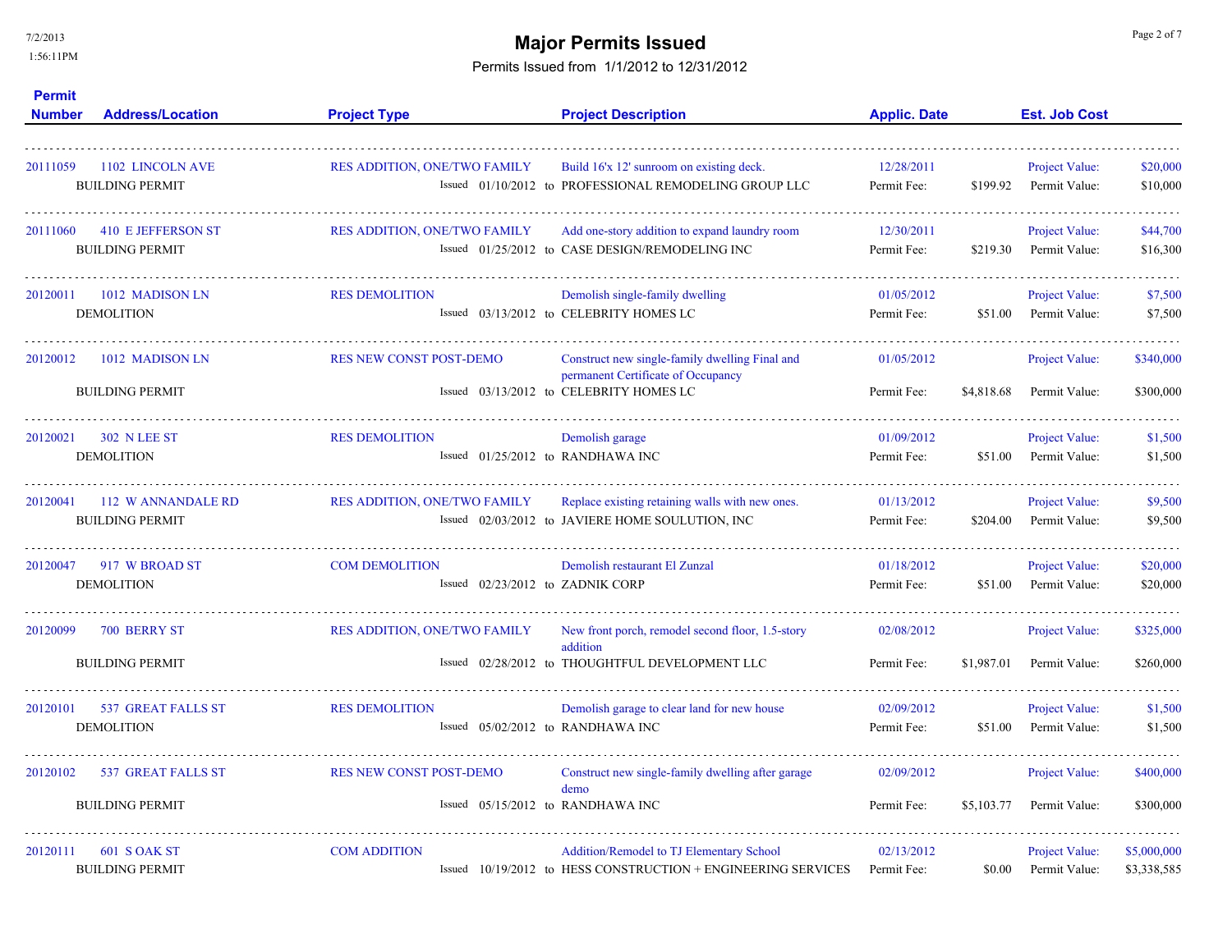# Major Permits Issued

Permits Issued from 1/1/2012 to 12/31/2012

| Permit Number | Address/Location | Project Type | Issued | Project Description | Applic. Date | Permit Fee | Project Value | Permit Value |
|---|---|---|---|---|---|---|---|---|
| 20111059 | 1102 LINCOLN AVE<br>BUILDING PERMIT | RES ADDITION, ONE/TWO FAMILY | Issued 01/10/2012 to | Build 16'x 12' sunroom on existing deck.<br>PROFESSIONAL REMODELING GROUP LLC | 12/28/2011 | $199.92 | $20,000 | $10,000 |
| 20111060 | 410 E JEFFERSON ST<br>BUILDING PERMIT | RES ADDITION, ONE/TWO FAMILY | Issued 01/25/2012 to | Add one-story addition to expand laundry room<br>CASE DESIGN/REMODELING INC | 12/30/2011 | $219.30 | $44,700 | $16,300 |
| 20120011 | 1012 MADISON LN<br>DEMOLITION | RES DEMOLITION | Issued 03/13/2012 to | Demolish single-family dwelling<br>CELEBRITY HOMES LC | 01/05/2012 | $51.00 | $7,500 | $7,500 |
| 20120012 | 1012 MADISON LN<br>BUILDING PERMIT | RES NEW CONST POST-DEMO | Issued 03/13/2012 to | Construct new single-family dwelling Final and permanent Certificate of Occupancy<br>CELEBRITY HOMES LC | 01/05/2012 | $4,818.68 | $340,000 | $300,000 |
| 20120021 | 302 N LEE ST<br>DEMOLITION | RES DEMOLITION | Issued 01/25/2012 to | Demolish garage<br>RANDHAWA INC | 01/09/2012 | $51.00 | $1,500 | $1,500 |
| 20120041 | 112 W ANNANDALE RD<br>BUILDING PERMIT | RES ADDITION, ONE/TWO FAMILY | Issued 02/03/2012 to | Replace existing retaining walls with new ones.<br>JAVIERE HOME SOULUTION, INC | 01/13/2012 | $204.00 | $9,500 | $9,500 |
| 20120047 | 917 W BROAD ST<br>DEMOLITION | COM DEMOLITION | Issued 02/23/2012 to | Demolish restaurant El Zunzal<br>ZADNIK CORP | 01/18/2012 | $51.00 | $20,000 | $20,000 |
| 20120099 | 700 BERRY ST<br>BUILDING PERMIT | RES ADDITION, ONE/TWO FAMILY | Issued 02/28/2012 to | New front porch, remodel second floor, 1.5-story addition<br>THOUGHTFUL DEVELOPMENT LLC | 02/08/2012 | $1,987.01 | $325,000 | $260,000 |
| 20120101 | 537 GREAT FALLS ST<br>DEMOLITION | RES DEMOLITION | Issued 05/02/2012 to | Demolish garage to clear land for new house<br>RANDHAWA INC | 02/09/2012 | $51.00 | $1,500 | $1,500 |
| 20120102 | 537 GREAT FALLS ST<br>BUILDING PERMIT | RES NEW CONST POST-DEMO | Issued 05/15/2012 to | Construct new single-family dwelling after garage demo<br>RANDHAWA INC | 02/09/2012 | $5,103.77 | $400,000 | $300,000 |
| 20120111 | 601 S OAK ST<br>BUILDING PERMIT | COM ADDITION | Issued 10/19/2012 to | Addition/Remodel to TJ Elementary School<br>HESS CONSTRUCTION + ENGINEERING SERVICES | 02/13/2012 | $0.00 | $5,000,000 | $3,338,585 |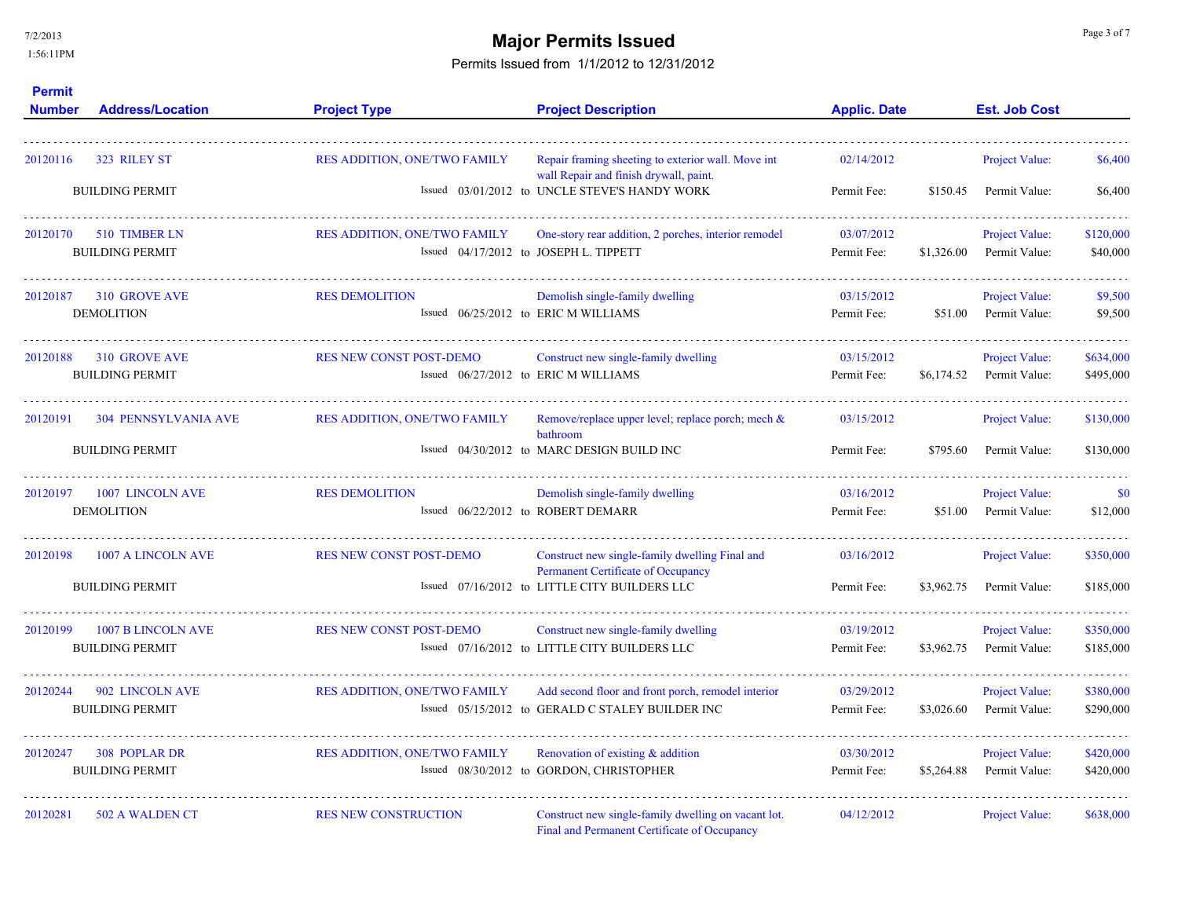# Major Permits Issued

Permits Issued from 1/1/2012 to 12/31/2012

| Permit Number | Address/Location | Project Type | Project Description | Applic. Date | | Est. Job Cost | |
|---|---|---|---|---|---|---|---|
| 20120116 | 323 RILEY ST | RES ADDITION, ONE/TWO FAMILY | Repair framing sheeting to exterior wall. Move int wall Repair and finish drywall, paint. | 02/14/2012 | | Project Value: | $6,400 |
| | BUILDING PERMIT | Issued 03/01/2012 to | UNCLE STEVE'S HANDY WORK | Permit Fee: | $150.45 | Permit Value: | $6,400 |
| 20120170 | 510 TIMBER LN | RES ADDITION, ONE/TWO FAMILY | One-story rear addition, 2 porches, interior remodel | 03/07/2012 | | Project Value: | $120,000 |
| | BUILDING PERMIT | Issued 04/17/2012 to | JOSEPH L. TIPPETT | Permit Fee: | $1,326.00 | Permit Value: | $40,000 |
| 20120187 | 310 GROVE AVE | RES DEMOLITION | Demolish single-family dwelling | 03/15/2012 | | Project Value: | $9,500 |
| | DEMOLITION | Issued 06/25/2012 to | ERIC M WILLIAMS | Permit Fee: | $51.00 | Permit Value: | $9,500 |
| 20120188 | 310 GROVE AVE | RES NEW CONST POST-DEMO | Construct new single-family dwelling | 03/15/2012 | | Project Value: | $634,000 |
| | BUILDING PERMIT | Issued 06/27/2012 to | ERIC M WILLIAMS | Permit Fee: | $6,174.52 | Permit Value: | $495,000 |
| 20120191 | 304 PENNSYLVANIA AVE | RES ADDITION, ONE/TWO FAMILY | Remove/replace upper level; replace porch; mech & bathroom | 03/15/2012 | | Project Value: | $130,000 |
| | BUILDING PERMIT | Issued 04/30/2012 to | MARC DESIGN BUILD INC | Permit Fee: | $795.60 | Permit Value: | $130,000 |
| 20120197 | 1007 LINCOLN AVE | RES DEMOLITION | Demolish single-family dwelling | 03/16/2012 | | Project Value: | $0 |
| | DEMOLITION | Issued 06/22/2012 to | ROBERT DEMARR | Permit Fee: | $51.00 | Permit Value: | $12,000 |
| 20120198 | 1007 A LINCOLN AVE | RES NEW CONST POST-DEMO | Construct new single-family dwelling Final and Permanent Certificate of Occupancy | 03/16/2012 | | Project Value: | $350,000 |
| | BUILDING PERMIT | Issued 07/16/2012 to | LITTLE CITY BUILDERS LLC | Permit Fee: | $3,962.75 | Permit Value: | $185,000 |
| 20120199 | 1007 B LINCOLN AVE | RES NEW CONST POST-DEMO | Construct new single-family dwelling | 03/19/2012 | | Project Value: | $350,000 |
| | BUILDING PERMIT | Issued 07/16/2012 to | LITTLE CITY BUILDERS LLC | Permit Fee: | $3,962.75 | Permit Value: | $185,000 |
| 20120244 | 902 LINCOLN AVE | RES ADDITION, ONE/TWO FAMILY | Add second floor and front porch, remodel interior | 03/29/2012 | | Project Value: | $380,000 |
| | BUILDING PERMIT | Issued 05/15/2012 to | GERALD C STALEY BUILDER INC | Permit Fee: | $3,026.60 | Permit Value: | $290,000 |
| 20120247 | 308 POPLAR DR | RES ADDITION, ONE/TWO FAMILY | Renovation of existing & addition | 03/30/2012 | | Project Value: | $420,000 |
| | BUILDING PERMIT | Issued 08/30/2012 to | GORDON, CHRISTOPHER | Permit Fee: | $5,264.88 | Permit Value: | $420,000 |
| 20120281 | 502 A WALDEN CT | RES NEW CONSTRUCTION | Construct new single-family dwelling on vacant lot. Final and Permanent Certificate of Occupancy | 04/12/2012 | | Project Value: | $638,000 |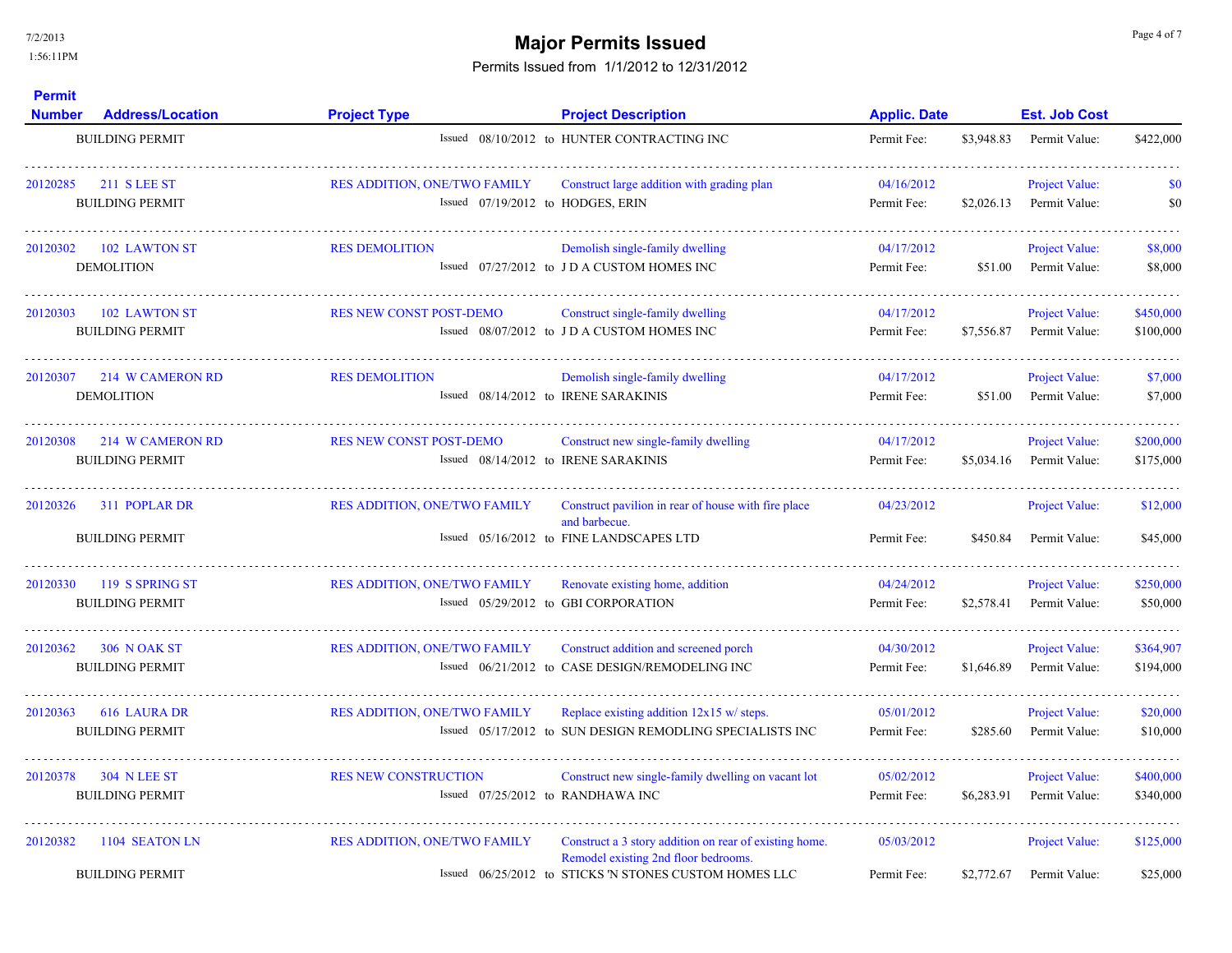# Major Permits Issued

Permits Issued from 1/1/2012 to 12/31/2012

| Permit Number | Address/Location | Project Type | Project Description | Applic. Date | | Est. Job Cost | |
|---|---|---|---|---|---|---|---|
| | BUILDING PERMIT | Issued 08/10/2012 to | HUNTER CONTRACTING INC | Permit Fee: | $3,948.83 | Permit Value: | $422,000 |
| 20120285 | 211 S LEE ST | RES ADDITION, ONE/TWO FAMILY | Construct large addition with grading plan | 04/16/2012 | | Project Value: | $0 |
| | BUILDING PERMIT | Issued 07/19/2012 to | HODGES, ERIN | Permit Fee: | $2,026.13 | Permit Value: | $0 |
| 20120302 | 102 LAWTON ST | RES DEMOLITION | Demolish single-family dwelling | 04/17/2012 | | Project Value: | $8,000 |
| | DEMOLITION | Issued 07/27/2012 to | J D A CUSTOM HOMES INC | Permit Fee: | $51.00 | Permit Value: | $8,000 |
| 20120303 | 102 LAWTON ST | RES NEW CONST POST-DEMO | Construct single-family dwelling | 04/17/2012 | | Project Value: | $450,000 |
| | BUILDING PERMIT | Issued 08/07/2012 to | J D A CUSTOM HOMES INC | Permit Fee: | $7,556.87 | Permit Value: | $100,000 |
| 20120307 | 214 W CAMERON RD | RES DEMOLITION | Demolish single-family dwelling | 04/17/2012 | | Project Value: | $7,000 |
| | DEMOLITION | Issued 08/14/2012 to | IRENE SARAKINIS | Permit Fee: | $51.00 | Permit Value: | $7,000 |
| 20120308 | 214 W CAMERON RD | RES NEW CONST POST-DEMO | Construct new single-family dwelling | 04/17/2012 | | Project Value: | $200,000 |
| | BUILDING PERMIT | Issued 08/14/2012 to | IRENE SARAKINIS | Permit Fee: | $5,034.16 | Permit Value: | $175,000 |
| 20120326 | 311 POPLAR DR | RES ADDITION, ONE/TWO FAMILY | Construct pavilion in rear of house with fire place and barbecue. | 04/23/2012 | | Project Value: | $12,000 |
| | BUILDING PERMIT | Issued 05/16/2012 to | FINE LANDSCAPES LTD | Permit Fee: | $450.84 | Permit Value: | $45,000 |
| 20120330 | 119 S SPRING ST | RES ADDITION, ONE/TWO FAMILY | Renovate existing home, addition | 04/24/2012 | | Project Value: | $250,000 |
| | BUILDING PERMIT | Issued 05/29/2012 to | GBI CORPORATION | Permit Fee: | $2,578.41 | Permit Value: | $50,000 |
| 20120362 | 306 N OAK ST | RES ADDITION, ONE/TWO FAMILY | Construct addition and screened porch | 04/30/2012 | | Project Value: | $364,907 |
| | BUILDING PERMIT | Issued 06/21/2012 to | CASE DESIGN/REMODELING INC | Permit Fee: | $1,646.89 | Permit Value: | $194,000 |
| 20120363 | 616 LAURA DR | RES ADDITION, ONE/TWO FAMILY | Replace existing addition 12x15 w/ steps. | 05/01/2012 | | Project Value: | $20,000 |
| | BUILDING PERMIT | Issued 05/17/2012 to | SUN DESIGN REMODLING SPECIALISTS INC | Permit Fee: | $285.60 | Permit Value: | $10,000 |
| 20120378 | 304 N LEE ST | RES NEW CONSTRUCTION | Construct new single-family dwelling on vacant lot | 05/02/2012 | | Project Value: | $400,000 |
| | BUILDING PERMIT | Issued 07/25/2012 to | RANDHAWA INC | Permit Fee: | $6,283.91 | Permit Value: | $340,000 |
| 20120382 | 1104 SEATON LN | RES ADDITION, ONE/TWO FAMILY | Construct a 3 story addition on rear of existing home. Remodel existing 2nd floor bedrooms. | 05/03/2012 | | Project Value: | $125,000 |
| | BUILDING PERMIT | Issued 06/25/2012 to | STICKS 'N STONES CUSTOM HOMES LLC | Permit Fee: | $2,772.67 | Permit Value: | $25,000 |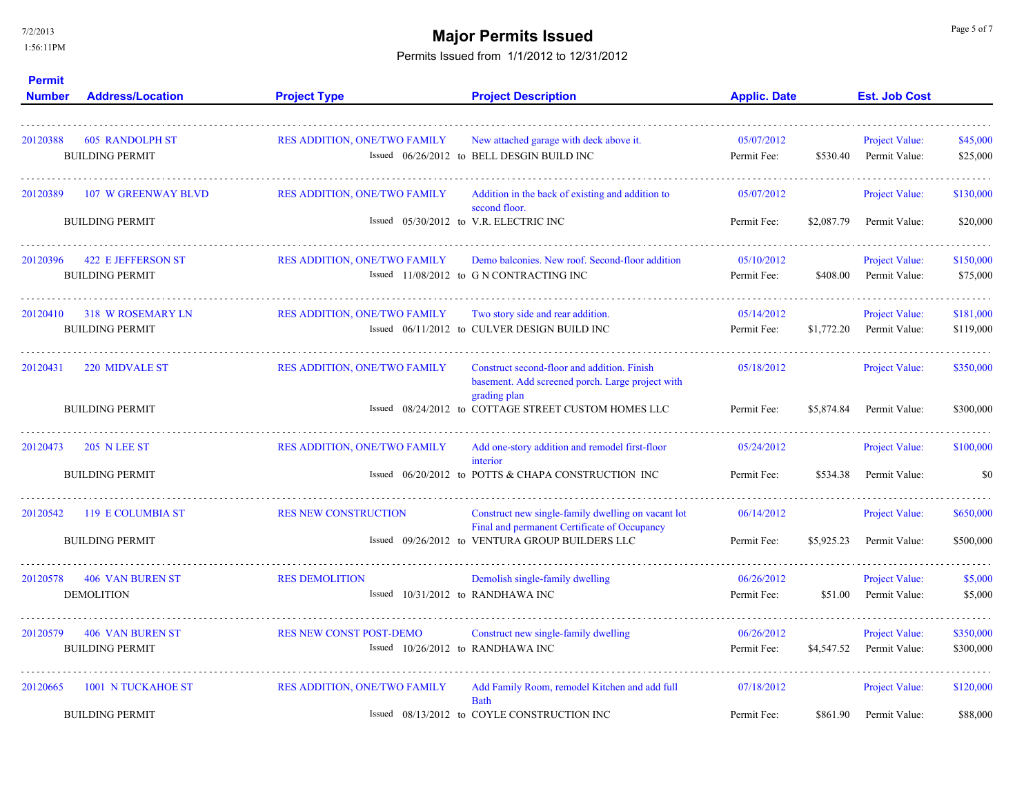# Major Permits Issued

Permits Issued from 1/1/2012 to 12/31/2012

| Permit Number | Address/Location | Project Type | Project Description | Applic. Date | | Est. Job Cost | |
|---|---|---|---|---|---|---|---|
| 20120388 | 605 RANDOLPH ST | RES ADDITION, ONE/TWO FAMILY | New attached garage with deck above it. | 05/07/2012 | | Project Value: | $45,000 |
| | BUILDING PERMIT | Issued 06/26/2012 to | BELL DESGIN BUILD INC | Permit Fee: | $530.40 | Permit Value: | $25,000 |
| 20120389 | 107 W GREENWAY BLVD | RES ADDITION, ONE/TWO FAMILY | Addition in the back of existing and addition to second floor. | 05/07/2012 | | Project Value: | $130,000 |
| | BUILDING PERMIT | Issued 05/30/2012 to | V.R. ELECTRIC INC | Permit Fee: | $2,087.79 | Permit Value: | $20,000 |
| 20120396 | 422 E JEFFERSON ST | RES ADDITION, ONE/TWO FAMILY | Demo balconies. New roof. Second-floor addition | 05/10/2012 | | Project Value: | $150,000 |
| | BUILDING PERMIT | Issued 11/08/2012 to | G N CONTRACTING INC | Permit Fee: | $408.00 | Permit Value: | $75,000 |
| 20120410 | 318 W ROSEMARY LN | RES ADDITION, ONE/TWO FAMILY | Two story side and rear addition. | 05/14/2012 | | Project Value: | $181,000 |
| | BUILDING PERMIT | Issued 06/11/2012 to | CULVER DESIGN BUILD INC | Permit Fee: | $1,772.20 | Permit Value: | $119,000 |
| 20120431 | 220 MIDVALE ST | RES ADDITION, ONE/TWO FAMILY | Construct second-floor and addition. Finish basement. Add screened porch. Large project with grading plan | 05/18/2012 | | Project Value: | $350,000 |
| | BUILDING PERMIT | Issued 08/24/2012 to | COTTAGE STREET CUSTOM HOMES LLC | Permit Fee: | $5,874.84 | Permit Value: | $300,000 |
| 20120473 | 205 N LEE ST | RES ADDITION, ONE/TWO FAMILY | Add one-story addition and remodel first-floor interior | 05/24/2012 | | Project Value: | $100,000 |
| | BUILDING PERMIT | Issued 06/20/2012 to | POTTS & CHAPA CONSTRUCTION INC | Permit Fee: | $534.38 | Permit Value: | $0 |
| 20120542 | 119 E COLUMBIA ST | RES NEW CONSTRUCTION | Construct new single-family dwelling on vacant lot Final and permanent Certificate of Occupancy | 06/14/2012 | | Project Value: | $650,000 |
| | BUILDING PERMIT | Issued 09/26/2012 to | VENTURA GROUP BUILDERS LLC | Permit Fee: | $5,925.23 | Permit Value: | $500,000 |
| 20120578 | 406 VAN BUREN ST | RES DEMOLITION | Demolish single-family dwelling | 06/26/2012 | | Project Value: | $5,000 |
| | DEMOLITION | Issued 10/31/2012 to | RANDHAWA INC | Permit Fee: | $51.00 | Permit Value: | $5,000 |
| 20120579 | 406 VAN BUREN ST | RES NEW CONST POST-DEMO | Construct new single-family dwelling | 06/26/2012 | | Project Value: | $350,000 |
| | BUILDING PERMIT | Issued 10/26/2012 to | RANDHAWA INC | Permit Fee: | $4,547.52 | Permit Value: | $300,000 |
| 20120665 | 1001 N TUCKAHOE ST | RES ADDITION, ONE/TWO FAMILY | Add Family Room, remodel Kitchen and add full Bath | 07/18/2012 | | Project Value: | $120,000 |
| | BUILDING PERMIT | Issued 08/13/2012 to | COYLE CONSTRUCTION INC | Permit Fee: | $861.90 | Permit Value: | $88,000 |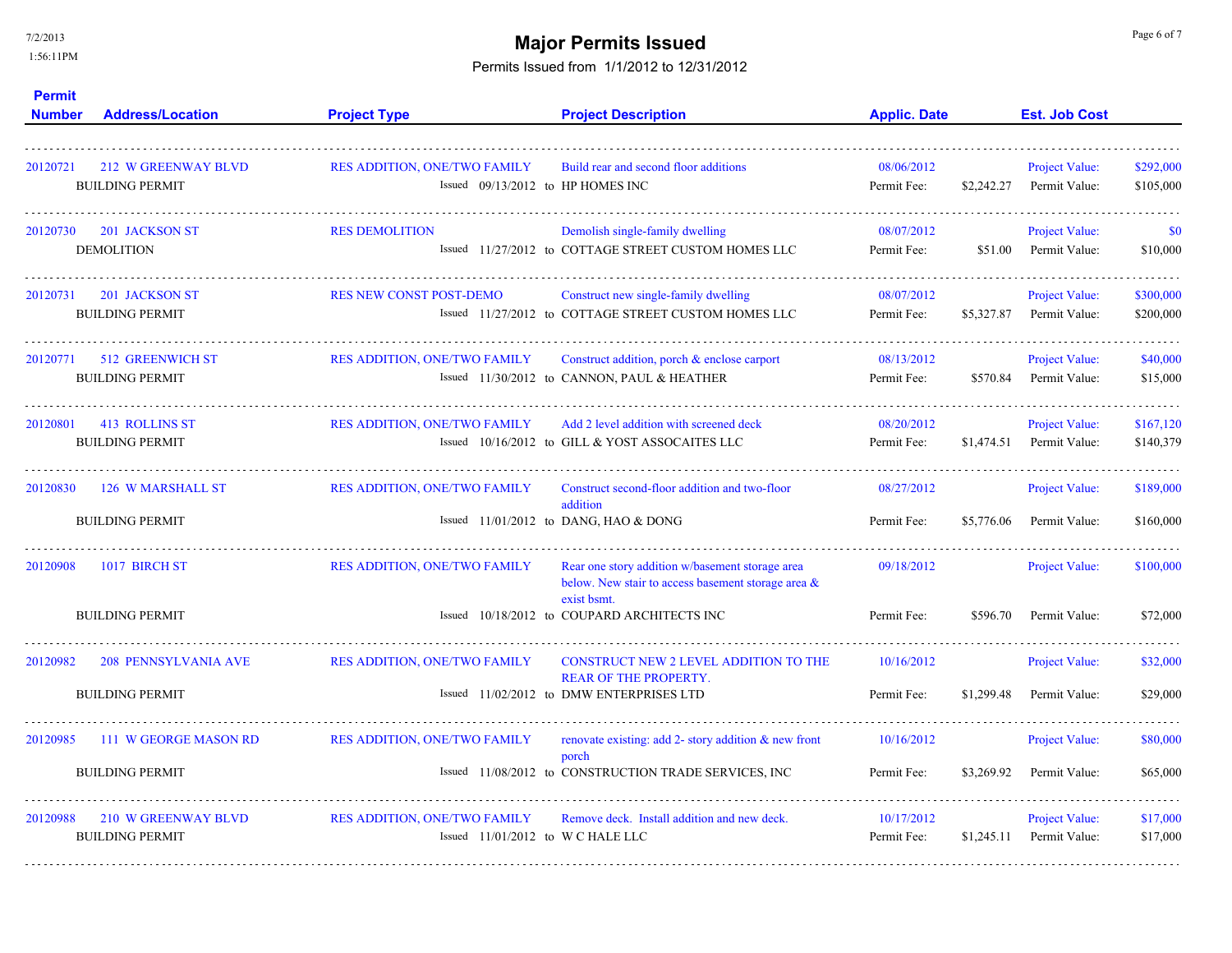# Major Permits Issued

Permits Issued from 1/1/2012 to 12/31/2012

7/2/2013
1:56:11PM

| Permit Number | Address/Location | Project Type | Project Description | Applic. Date | | Est. Job Cost | |
|---|---|---|---|---|---|---|---|
| 20120721 | 212 W GREENWAY BLVD | RES ADDITION, ONE/TWO FAMILY | Build rear and second floor additions | 08/06/2012 | | Project Value: | $292,000 |
| | BUILDING PERMIT | Issued 09/13/2012 to | HP HOMES INC | Permit Fee: | $2,242.27 | Permit Value: | $105,000 |
| 20120730 | 201 JACKSON ST | RES DEMOLITION | Demolish single-family dwelling | 08/07/2012 | | Project Value: | $0 |
| | DEMOLITION | Issued 11/27/2012 to | COTTAGE STREET CUSTOM HOMES LLC | Permit Fee: | $51.00 | Permit Value: | $10,000 |
| 20120731 | 201 JACKSON ST | RES NEW CONST POST-DEMO | Construct new single-family dwelling | 08/07/2012 | | Project Value: | $300,000 |
| | BUILDING PERMIT | Issued 11/27/2012 to | COTTAGE STREET CUSTOM HOMES LLC | Permit Fee: | $5,327.87 | Permit Value: | $200,000 |
| 20120771 | 512 GREENWICH ST | RES ADDITION, ONE/TWO FAMILY | Construct addition, porch & enclose carport | 08/13/2012 | | Project Value: | $40,000 |
| | BUILDING PERMIT | Issued 11/30/2012 to | CANNON, PAUL & HEATHER | Permit Fee: | $570.84 | Permit Value: | $15,000 |
| 20120801 | 413 ROLLINS ST | RES ADDITION, ONE/TWO FAMILY | Add 2 level addition with screened deck | 08/20/2012 | | Project Value: | $167,120 |
| | BUILDING PERMIT | Issued 10/16/2012 to | GILL & YOST ASSOCAITES LLC | Permit Fee: | $1,474.51 | Permit Value: | $140,379 |
| 20120830 | 126 W MARSHALL ST | RES ADDITION, ONE/TWO FAMILY | Construct second-floor addition and two-floor addition | 08/27/2012 | | Project Value: | $189,000 |
| | BUILDING PERMIT | Issued 11/01/2012 to | DANG, HAO & DONG | Permit Fee: | $5,776.06 | Permit Value: | $160,000 |
| 20120908 | 1017 BIRCH ST | RES ADDITION, ONE/TWO FAMILY | Rear one story addition w/basement storage area below. New stair to access basement storage area & exist bsmt. | 09/18/2012 | | Project Value: | $100,000 |
| | BUILDING PERMIT | Issued 10/18/2012 to | COUPARD ARCHITECTS INC | Permit Fee: | $596.70 | Permit Value: | $72,000 |
| 20120982 | 208 PENNSYLVANIA AVE | RES ADDITION, ONE/TWO FAMILY | CONSTRUCT NEW 2 LEVEL ADDITION TO THE REAR OF THE PROPERTY. | 10/16/2012 | | Project Value: | $32,000 |
| | BUILDING PERMIT | Issued 11/02/2012 to | DMW ENTERPRISES LTD | Permit Fee: | $1,299.48 | Permit Value: | $29,000 |
| 20120985 | 111 W GEORGE MASON RD | RES ADDITION, ONE/TWO FAMILY | renovate existing: add 2- story addition & new front porch | 10/16/2012 | | Project Value: | $80,000 |
| | BUILDING PERMIT | Issued 11/08/2012 to | CONSTRUCTION TRADE SERVICES, INC | Permit Fee: | $3,269.92 | Permit Value: | $65,000 |
| 20120988 | 210 W GREENWAY BLVD | RES ADDITION, ONE/TWO FAMILY | Remove deck. Install addition and new deck. | 10/17/2012 | | Project Value: | $17,000 |
| | BUILDING PERMIT | Issued 11/01/2012 to | W C HALE LLC | Permit Fee: | $1,245.11 | Permit Value: | $17,000 |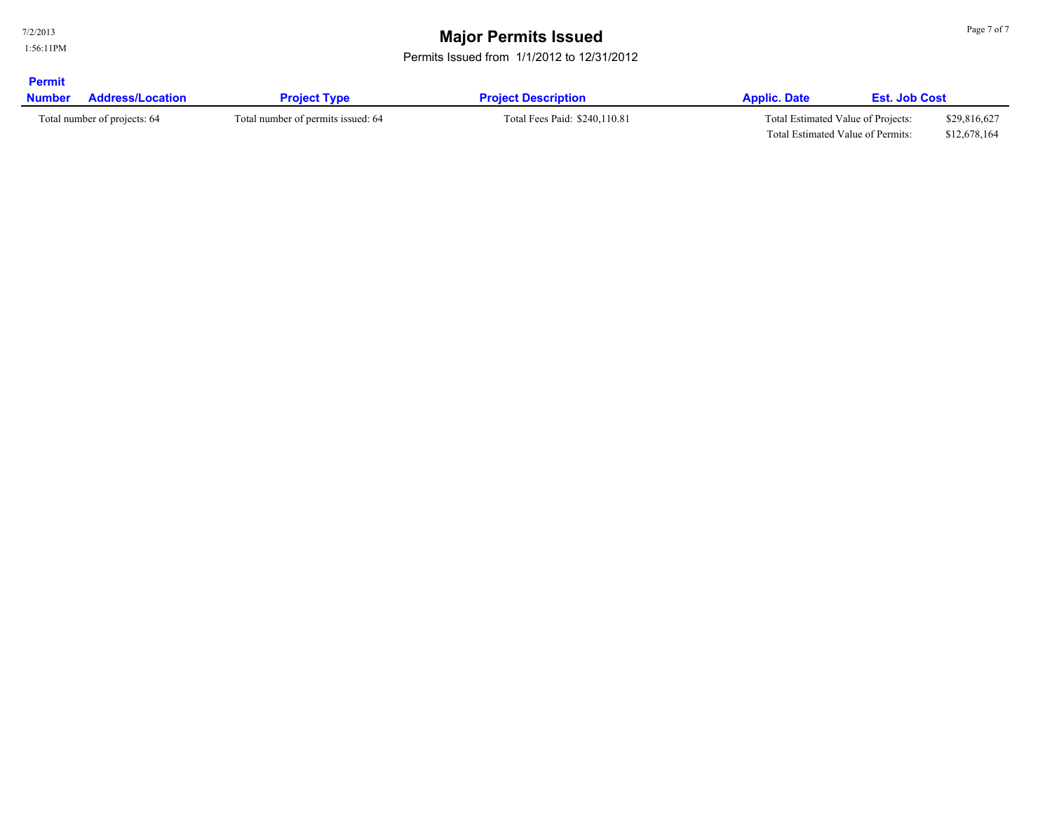# Major Permits Issued

Permits Issued from 1/1/2012 to 12/31/2012

| Permit Number | Address/Location | Project Type | Project Description | Applic. Date | Est. Job Cost |
|---|---|---|---|---|---|

Total number of projects: 64

Total number of permits issued: 64

Total Fees Paid: $240,110.81

Total Estimated Value of Projects: $29,816,627

Total Estimated Value of Permits: $12,678,164